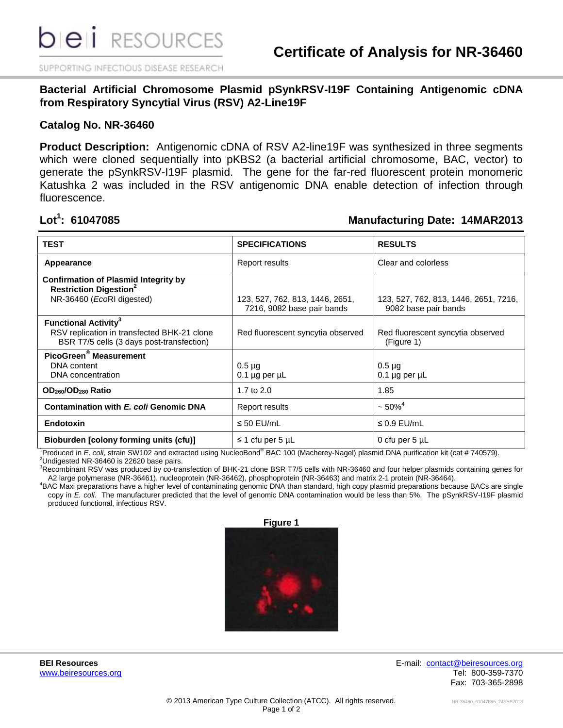# Certificate of Analysis for NR-36460

## Bacterial Artificial Chromosome Plasmid pSynkRSV-I19F Containing Antigenomic cDNA from Respiratory Syncytial Virus (RSV) A2-Line19F

### Catalog No. NR-36460

**Product Description:** Antigenomic cDNA of RSV A2-line19F was synthesized in three segments which were cloned sequentially into pKBS2 (a bacterial artificial chromosome, BAC, vector) to generate the pSynkRSV-I19F plasmid. The gene for the far-red fluorescent protein monomeric Katushka 2 was included in the RSV antigenomic DNA enable detection of infection through fluorescence.

**Lot[1]: 61047085** **Manufacturing Date: 14MAR2013**

| TEST | SPECIFICATIONS | RESULTS |
|---|---|---|
| **Appearance** | Report results | Clear and colorless |
| **Confirmation of Plasmid Integrity by Restriction Digestion[2]** NR-36460 (*Eco*RI digested) | 123, 527, 762, 813, 1446, 2651, 7216, 9082 base pair bands | 123, 527, 762, 813, 1446, 2651, 7216, 9082 base pair bands |
| **Functional Activity[3]** RSV replication in transfected BHK-21 clone BSR T7/5 cells (3 days post-transfection) | Red fluorescent syncytia observed | Red fluorescent syncytia observed (Figure 1) |
| **PicoGreen® Measurement** DNA content, DNA concentration | 0.5 µg, 0.1 µg per µL | 0.5 µg, 0.1 µg per µL |
| **$OD_{260}/OD_{280}$ Ratio** | 1.7 to 2.0 | 1.85 |
| **Contamination with *E. coli* Genomic DNA** | Report results | ~ 50%[4] |
| **Endotoxin** | ≤ 50 EU/mL | ≤ 0.9 EU/mL |
| **Bioburden [colony forming units (cfu)]** | ≤ 1 cfu per 5 µL | 0 cfu per 5 µL |

[1]Produced in *E. coli*, strain SW102 and extracted using NucleoBond® BAC 100 (Macherey-Nagel) plasmid DNA purification kit (cat # 740579).
[2]Undigested NR-36460 is 22620 base pairs.
[3]Recombinant RSV was produced by co-transfection of BHK-21 clone BSR T7/5 cells with NR-36460 and four helper plasmids containing genes for A2 large polymerase (NR-36461), nucleoprotein (NR-36462), phosphoprotein (NR-36463) and matrix 2-1 protein (NR-36464).
[4]BAC Maxi preparations have a higher level of contaminating genomic DNA than standard, high copy plasmid preparations because BACs are single copy in *E. coli*. The manufacturer predicted that the level of genomic DNA contamination would be less than 5%. The pSynkRSV-I19F plasmid produced functional, infectious RSV.

**Figure 1**

**BEI Resources**
www.beiresources.org

E-mail: contact@beiresources.org
Tel: 800-359-7370
Fax: 703-365-2898

© 2013 American Type Culture Collection (ATCC). All rights reserved.

NR-36460_61047085_24SEP2013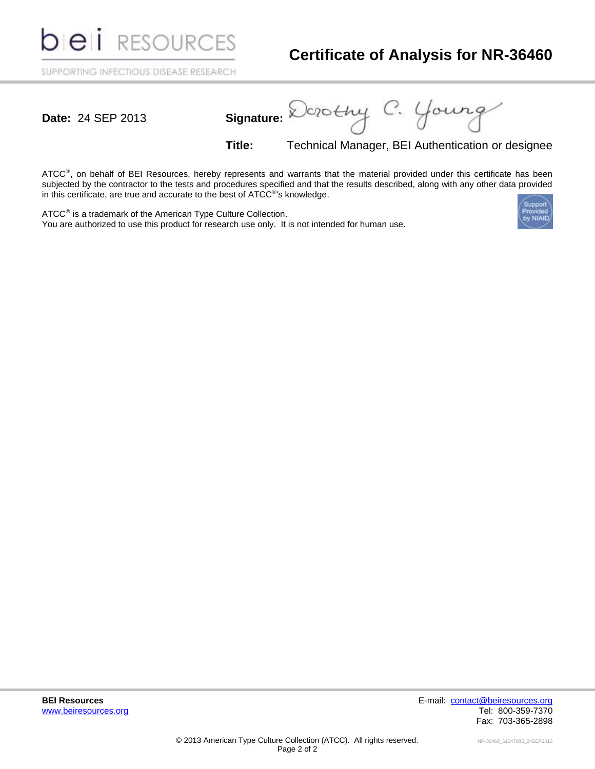# Certificate of Analysis for NR-36460

**Date:** 24 SEP 2013

**Signature:** Dorothy C. Young

**Title:** Technical Manager, BEI Authentication or designee

ATCC®, on behalf of BEI Resources, hereby represents and warrants that the material provided under this certificate has been subjected by the contractor to the tests and procedures specified and that the results described, along with any other data provided in this certificate, are true and accurate to the best of ATCC®'s knowledge.

ATCC® is a trademark of the American Type Culture Collection.
You are authorized to use this product for research use only. It is not intended for human use.

Support Provided by NIAID

**BEI Resources**
www.beiresources.org

E-mail: contact@beiresources.org
Tel: 800-359-7370
Fax: 703-365-2898

© 2013 American Type Culture Collection (ATCC). All rights reserved.

NR-36460_61047085_24SEP2013